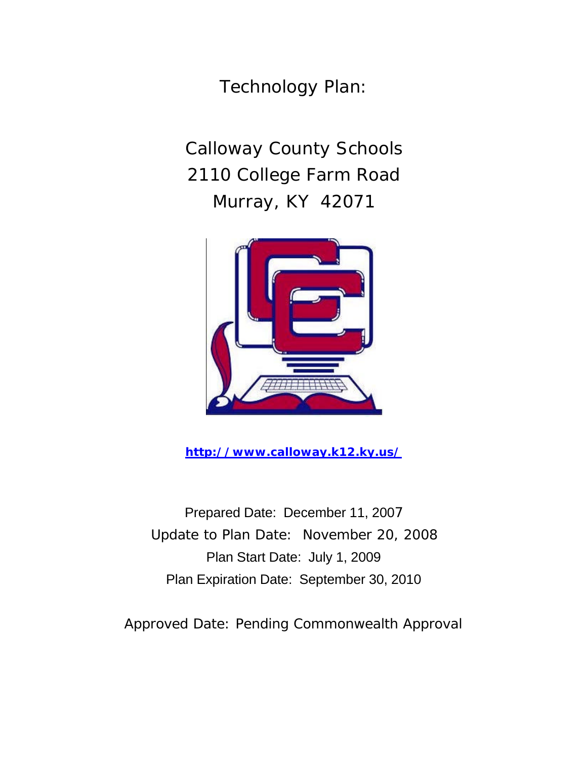# Technology Plan:

## Calloway County Schools
## 2110 College Farm Road
## Murray, KY 42071

**http://www.calloway.k12.ky.us/**

Prepared Date: December 11, 2007

Update to Plan Date: November 20, 2008

Plan Start Date: July 1, 2009

Plan Expiration Date: September 30, 2010

Approved Date: Pending Commonwealth Approval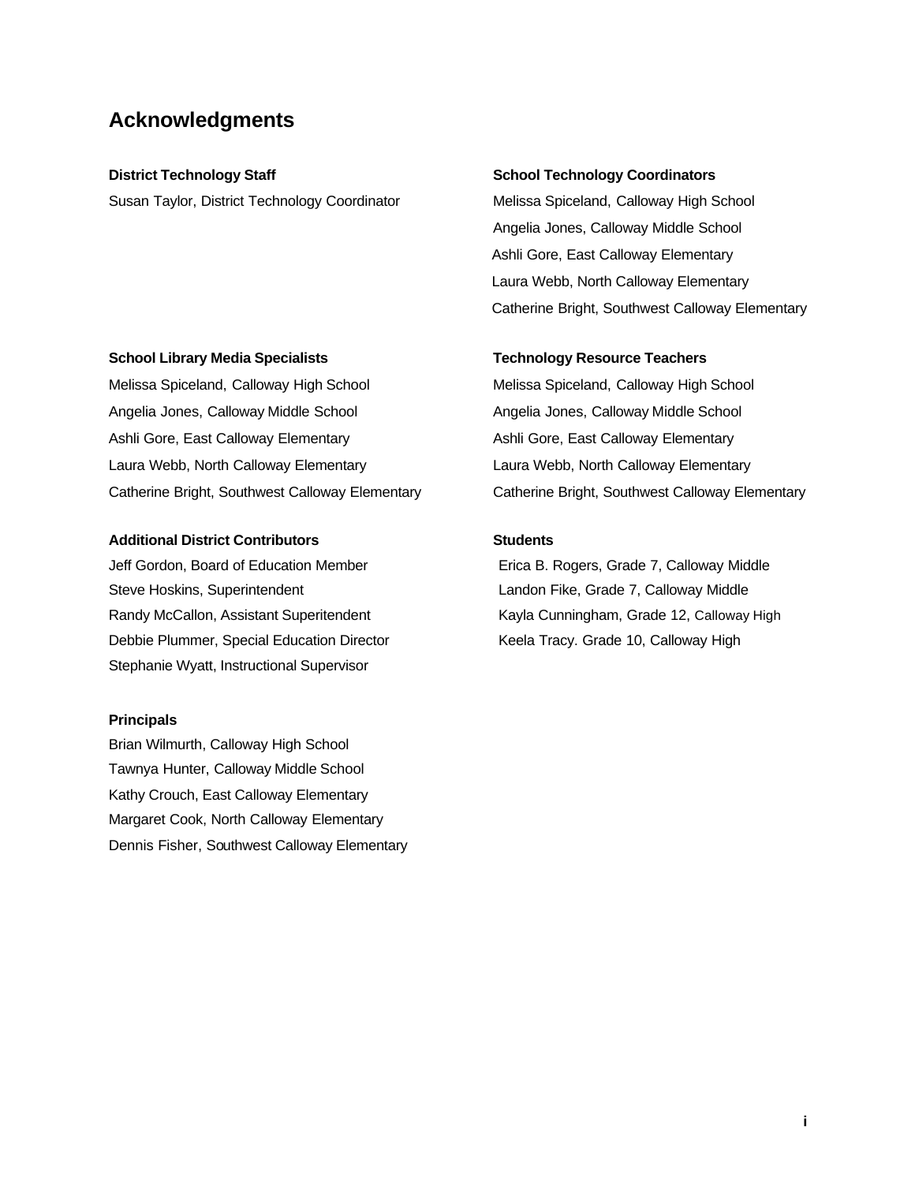## Acknowledgments

**District Technology Staff**

Susan Taylor, District Technology Coordinator

**School Technology Coordinators**

Melissa Spiceland, Calloway High School
Angelia Jones, Calloway Middle School
Ashli Gore, East Calloway Elementary
Laura Webb, North Calloway Elementary
Catherine Bright, Southwest Calloway Elementary

**School Library Media Specialists**

Melissa Spiceland, Calloway High School
Angelia Jones, Calloway Middle School
Ashli Gore, East Calloway Elementary
Laura Webb, North Calloway Elementary
Catherine Bright, Southwest Calloway Elementary

**Technology Resource Teachers**

Melissa Spiceland, Calloway High School
Angelia Jones, Calloway Middle School
Ashli Gore, East Calloway Elementary
Laura Webb, North Calloway Elementary
Catherine Bright, Southwest Calloway Elementary

**Additional District Contributors**

Jeff Gordon, Board of Education Member
Steve Hoskins, Superintendent
Randy McCallon, Assistant Superitendent
Debbie Plummer, Special Education Director
Stephanie Wyatt, Instructional Supervisor

**Students**

Erica B. Rogers, Grade 7, Calloway Middle
Landon Fike, Grade 7, Calloway Middle
Kayla Cunningham, Grade 12, Calloway High
Keela Tracy. Grade 10, Calloway High

**Principals**

Brian Wilmurth, Calloway High School
Tawnya Hunter, Calloway Middle School
Kathy Crouch, East Calloway Elementary
Margaret Cook, North Calloway Elementary
Dennis Fisher, Southwest Calloway Elementary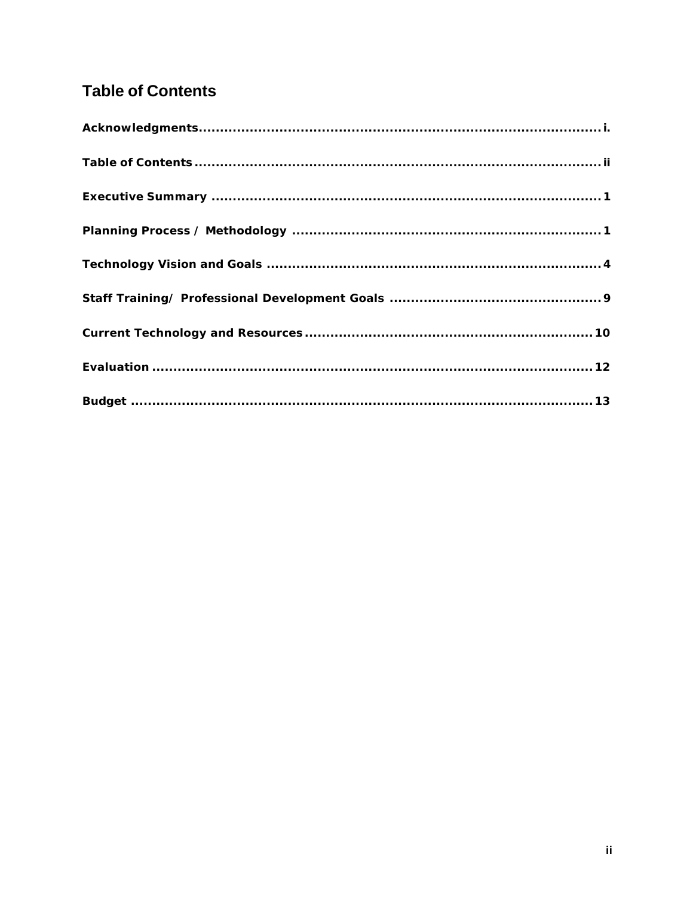## Table of Contents

**Acknowledgments................................................................................................i.**

**Table of Contents................................................................................................ii**

**Executive Summary ............................................................................................1**

**Planning Process / Methodology ........................................................................1**

**Technology Vision and Goals ..............................................................................4**

**Staff Training/ Professional Development Goals .................................................9**

**Current Technology and Resources....................................................................10**

**Evaluation ..........................................................................................................12**

**Budget ...............................................................................................................13**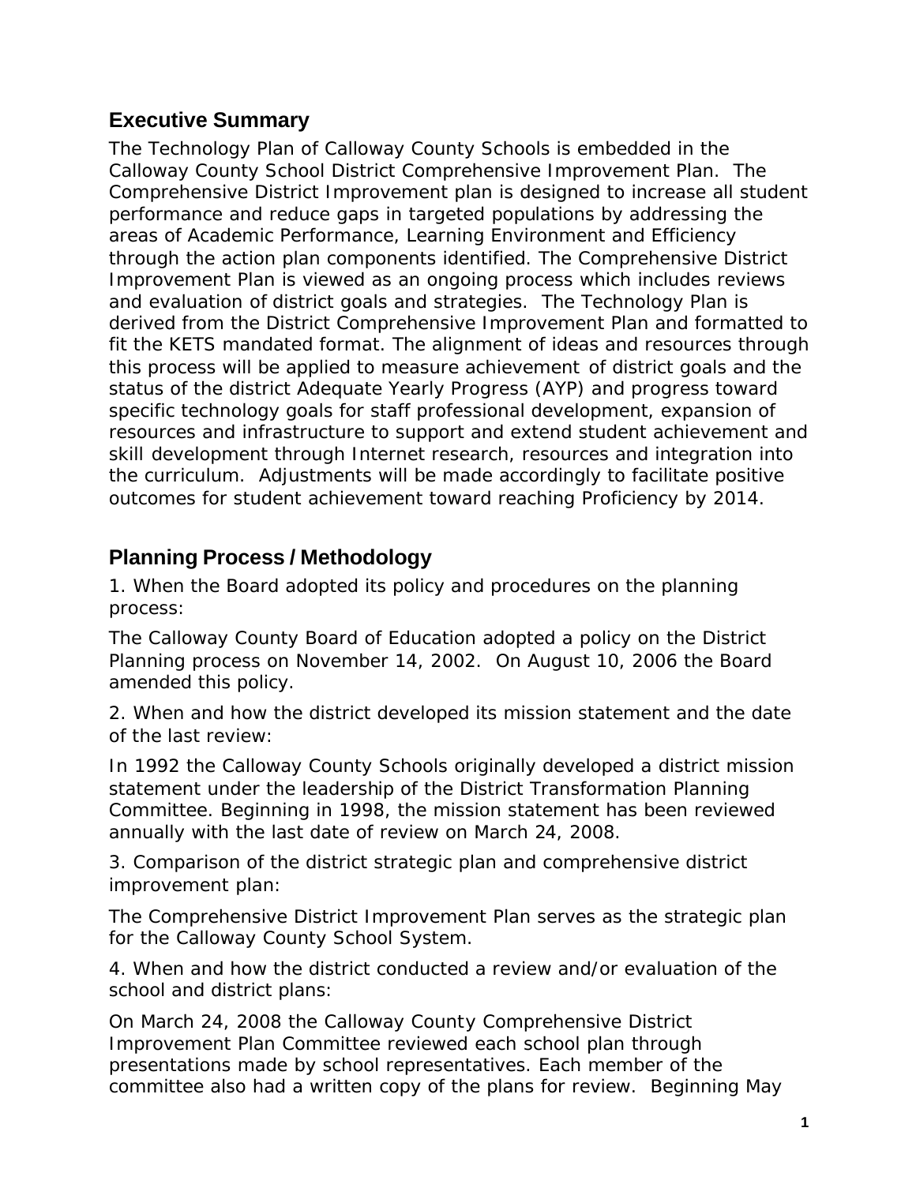## Executive Summary

The Technology Plan of Calloway County Schools is embedded in the Calloway County School District Comprehensive Improvement Plan. The Comprehensive District Improvement plan is designed to increase all student performance and reduce gaps in targeted populations by addressing the areas of Academic Performance, Learning Environment and Efficiency through the action plan components identified. The Comprehensive District Improvement Plan is viewed as an ongoing process which includes reviews and evaluation of district goals and strategies. The Technology Plan is derived from the District Comprehensive Improvement Plan and formatted to fit the KETS mandated format. The alignment of ideas and resources through this process will be applied to measure achievement of district goals and the status of the district Adequate Yearly Progress (AYP) and progress toward specific technology goals for staff professional development, expansion of resources and infrastructure to support and extend student achievement and skill development through Internet research, resources and integration into the curriculum. Adjustments will be made accordingly to facilitate positive outcomes for student achievement toward reaching Proficiency by 2014.

## Planning Process / Methodology

1. When the Board adopted its policy and procedures on the planning process:

The Calloway County Board of Education adopted a policy on the District Planning process on November 14, 2002. On August 10, 2006 the Board amended this policy.

2. When and how the district developed its mission statement and the date of the last review:

In 1992 the Calloway County Schools originally developed a district mission statement under the leadership of the District Transformation Planning Committee. Beginning in 1998, the mission statement has been reviewed annually with the last date of review on March 24, 2008.

3. Comparison of the district strategic plan and comprehensive district improvement plan:

The Comprehensive District Improvement Plan serves as the strategic plan for the Calloway County School System.

4. When and how the district conducted a review and/or evaluation of the school and district plans:

On March 24, 2008 the Calloway County Comprehensive District Improvement Plan Committee reviewed each school plan through presentations made by school representatives. Each member of the committee also had a written copy of the plans for review. Beginning May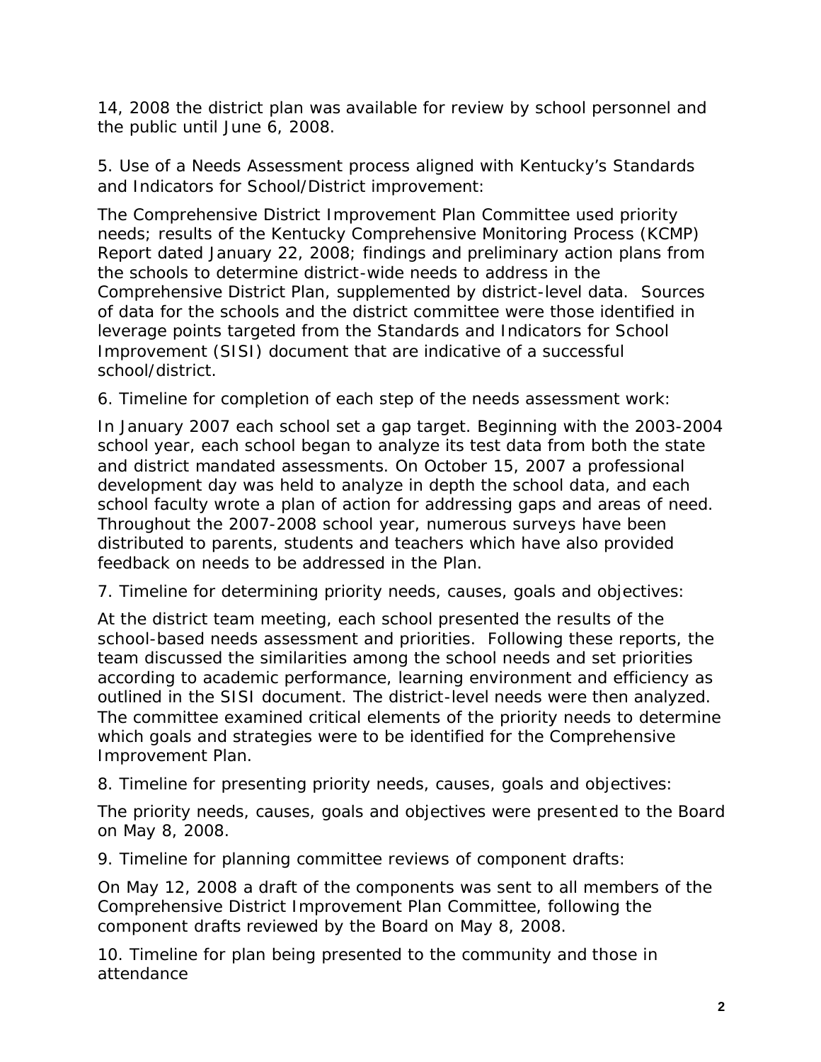14, 2008 the district plan was available for review by school personnel and the public until June 6, 2008.

5. Use of a Needs Assessment process aligned with Kentucky's Standards and Indicators for School/District improvement:

The Comprehensive District Improvement Plan Committee used priority needs; results of the Kentucky Comprehensive Monitoring Process (KCMP) Report dated January 22, 2008; findings and preliminary action plans from the schools to determine district-wide needs to address in the Comprehensive District Plan, supplemented by district-level data. Sources of data for the schools and the district committee were those identified in leverage points targeted from the Standards and Indicators for School Improvement (SISI) document that are indicative of a successful school/district.

6. Timeline for completion of each step of the needs assessment work:

In January 2007 each school set a gap target. Beginning with the 2003-2004 school year, each school began to analyze its test data from both the state and district mandated assessments. On October 15, 2007 a professional development day was held to analyze in depth the school data, and each school faculty wrote a plan of action for addressing gaps and areas of need. Throughout the 2007-2008 school year, numerous surveys have been distributed to parents, students and teachers which have also provided feedback on needs to be addressed in the Plan.

7. Timeline for determining priority needs, causes, goals and objectives:

At the district team meeting, each school presented the results of the school-based needs assessment and priorities. Following these reports, the team discussed the similarities among the school needs and set priorities according to academic performance, learning environment and efficiency as outlined in the SISI document. The district-level needs were then analyzed. The committee examined critical elements of the priority needs to determine which goals and strategies were to be identified for the Comprehensive Improvement Plan.

8. Timeline for presenting priority needs, causes, goals and objectives:

The priority needs, causes, goals and objectives were presented to the Board on May 8, 2008.

9. Timeline for planning committee reviews of component drafts:

On May 12, 2008 a draft of the components was sent to all members of the Comprehensive District Improvement Plan Committee, following the component drafts reviewed by the Board on May 8, 2008.

10. Timeline for plan being presented to the community and those in attendance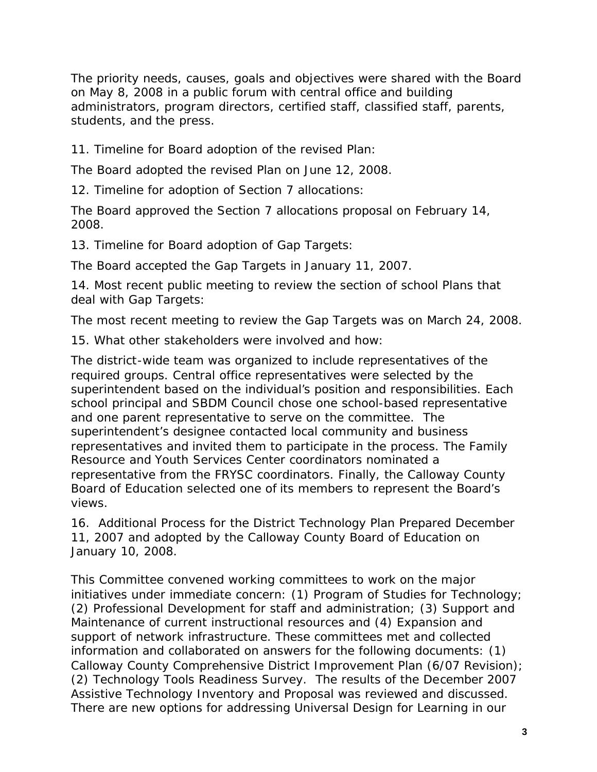The priority needs, causes, goals and objectives were shared with the Board on May 8, 2008 in a public forum with central office and building administrators, program directors, certified staff, classified staff, parents, students, and the press.

11. Timeline for Board adoption of the revised Plan:

The Board adopted the revised Plan on June 12, 2008.

12. Timeline for adoption of Section 7 allocations:

The Board approved the Section 7 allocations proposal on February 14, 2008.

13. Timeline for Board adoption of Gap Targets:

The Board accepted the Gap Targets in January 11, 2007.

14. Most recent public meeting to review the section of school Plans that deal with Gap Targets:

The most recent meeting to review the Gap Targets was on March 24, 2008.

15. What other stakeholders were involved and how:

The district-wide team was organized to include representatives of the required groups. Central office representatives were selected by the superintendent based on the individual's position and responsibilities. Each school principal and SBDM Council chose one school-based representative and one parent representative to serve on the committee. The superintendent's designee contacted local community and business representatives and invited them to participate in the process. The Family Resource and Youth Services Center coordinators nominated a representative from the FRYSC coordinators. Finally, the Calloway County Board of Education selected one of its members to represent the Board's views.

16. Additional Process for the District Technology Plan Prepared December 11, 2007 and adopted by the Calloway County Board of Education on January 10, 2008.

This Committee convened working committees to work on the major initiatives under immediate concern: (1) Program of Studies for Technology; (2) Professional Development for staff and administration; (3) Support and Maintenance of current instructional resources and (4) Expansion and support of network infrastructure. These committees met and collected information and collaborated on answers for the following documents: (1) Calloway County Comprehensive District Improvement Plan (6/07 Revision); (2) Technology Tools Readiness Survey. The results of the December 2007 Assistive Technology Inventory and Proposal was reviewed and discussed. There are new options for addressing Universal Design for Learning in our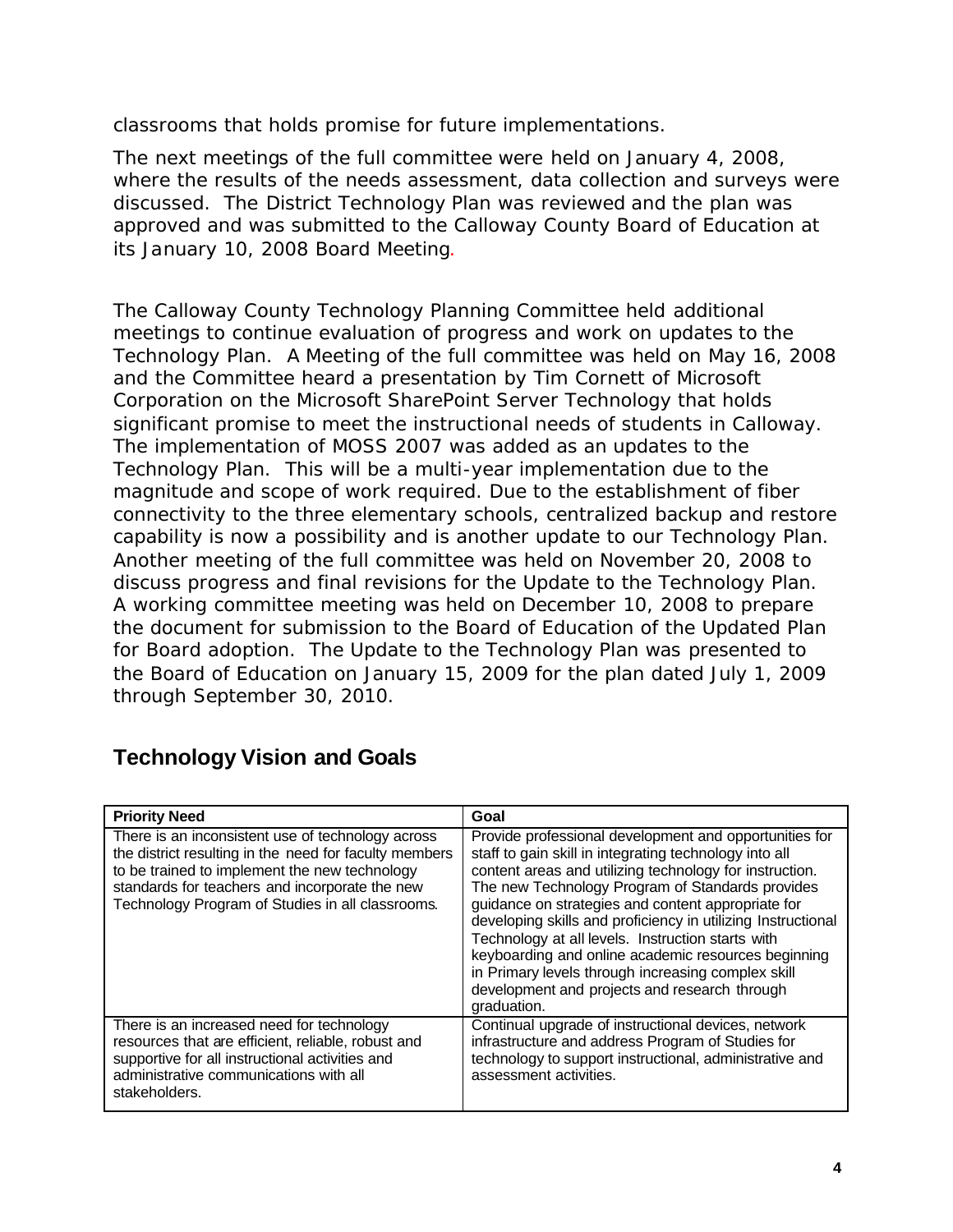classrooms that holds promise for future implementations.

The next meetings of the full committee were held on January 4, 2008, where the results of the needs assessment, data collection and surveys were discussed. The District Technology Plan was reviewed and the plan was approved and was submitted to the Calloway County Board of Education at its January 10, 2008 Board Meeting.

The Calloway County Technology Planning Committee held additional meetings to continue evaluation of progress and work on updates to the Technology Plan. A Meeting of the full committee was held on May 16, 2008 and the Committee heard a presentation by Tim Cornett of Microsoft Corporation on the Microsoft SharePoint Server Technology that holds significant promise to meet the instructional needs of students in Calloway. The implementation of MOSS 2007 was added as an updates to the Technology Plan. This will be a multi-year implementation due to the magnitude and scope of work required. Due to the establishment of fiber connectivity to the three elementary schools, centralized backup and restore capability is now a possibility and is another update to our Technology Plan. Another meeting of the full committee was held on November 20, 2008 to discuss progress and final revisions for the Update to the Technology Plan. A working committee meeting was held on December 10, 2008 to prepare the document for submission to the Board of Education of the Updated Plan for Board adoption. The Update to the Technology Plan was presented to the Board of Education on January 15, 2009 for the plan dated July 1, 2009 through September 30, 2010.

## Technology Vision and Goals

| Priority Need | Goal |
|---|---|
| There is an inconsistent use of technology across the district resulting in the need for faculty members to be trained to implement the new technology standards for teachers and incorporate the new Technology Program of Studies in all classrooms. | Provide professional development and opportunities for staff to gain skill in integrating technology into all content areas and utilizing technology for instruction. The new Technology Program of Standards provides guidance on strategies and content appropriate for developing skills and proficiency in utilizing Instructional Technology at all levels. Instruction starts with keyboarding and online academic resources beginning in Primary levels through increasing complex skill development and projects and research through graduation. |
| There is an increased need for technology resources that are efficient, reliable, robust and supportive for all instructional activities and administrative communications with all stakeholders. | Continual upgrade of instructional devices, network infrastructure and address Program of Studies for technology to support instructional, administrative and assessment activities. |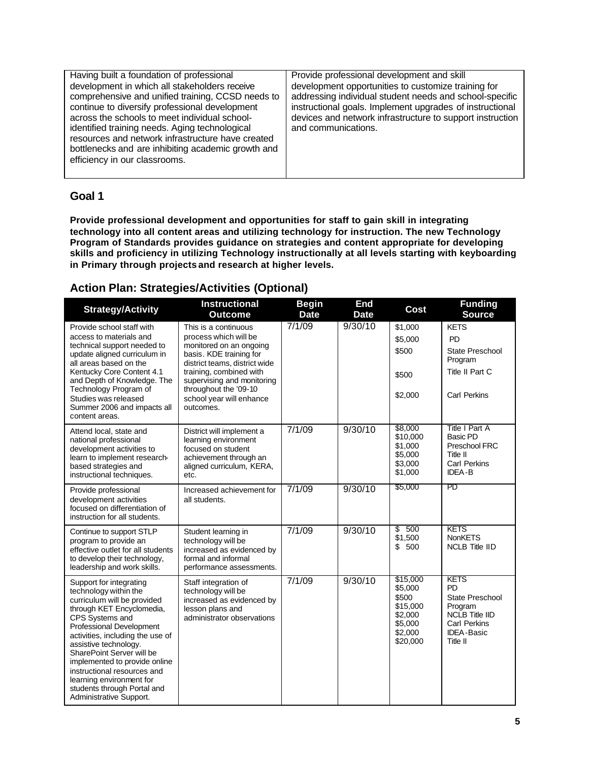| Having built a foundation of professional development in which all stakeholders receive comprehensive and unified training, CCSD needs to continue to diversify professional development across the schools to meet individual school-identified training needs. Aging technological resources and network infrastructure have created bottlenecks and are inhibiting academic growth and efficiency in our classrooms. | Provide professional development and skill development opportunities to customize training for addressing individual student needs and school-specific instructional goals. Implement upgrades of instructional devices and network infrastructure to support instruction and communications. |
|---|---|

## Goal 1

**Provide professional development and opportunities for staff to gain skill in integrating technology into all content areas and utilizing technology for instruction. The new Technology Program of Standards provides guidance on strategies and content appropriate for developing skills and proficiency in utilizing Technology instructionally at all levels starting with keyboarding in Primary through projects and research at higher levels.**

## Action Plan: Strategies/Activities (Optional)

| Strategy/Activity | Instructional Outcome | Begin Date | End Date | Cost | Funding Source |
|---|---|---|---|---|---|
| Provide school staff with access to materials and technical support needed to update aligned curriculum in all areas based on the Kentucky Core Content 4.1 and Depth of Knowledge. The Technology Program of Studies was released Summer 2006 and impacts all content areas. | This is a continuous process which will be monitored on an ongoing basis. KDE training for district teams, district wide training, combined with supervising and monitoring throughout the '09-10 school year will enhance outcomes. | 7/1/09 | 9/30/10 | $1,000<br>$5,000<br>$500<br>$500<br>$2,000 | KETS<br>PD<br>State Preschool Program<br>Title II Part C<br>Carl Perkins |
| Attend local, state and national professional development activities to learn to implement research-based strategies and instructional techniques. | District will implement a learning environment focused on student achievement through an aligned curriculum, KERA, etc. | 7/1/09 | 9/30/10 | $8,000<br>$10,000<br>$1,000<br>$5,000<br>$3,000<br>$1,000 | Title I Part A<br>Basic PD<br>Preschool FRC<br>Title II<br>Carl Perkins<br>IDEA-B |
| Provide professional development activities focused on differentiation of instruction for all students. | Increased achievement for all students. | 7/1/09 | 9/30/10 | $5,000 | PD |
| Continue to support STLP program to provide an effective outlet for all students to develop their technology, leadership and work skills. | Student learning in technology will be increased as evidenced by formal and informal performance assessments. | 7/1/09 | 9/30/10 | $ 500<br>$1,500<br>$ 500 | KETS<br>NonKETS<br>NCLB Title IID |
| Support for integrating technology within the curriculum will be provided through KET Encyclomedia, CPS Systems and Professional Development activities, including the use of assistive technology. SharePoint Server will be implemented to provide online instructional resources and learning environment for students through Portal and Administrative Support. | Staff integration of technology will be increased as evidenced by lesson plans and administrator observations | 7/1/09 | 9/30/10 | $15,000<br>$5,000<br>$500<br>$15,000<br>$2,000<br>$5,000<br>$2,000<br>$20,000 | KETS<br>PD<br>State Preschool Program<br>NCLB Title IID<br>Carl Perkins<br>IDEA-Basic<br>Title II |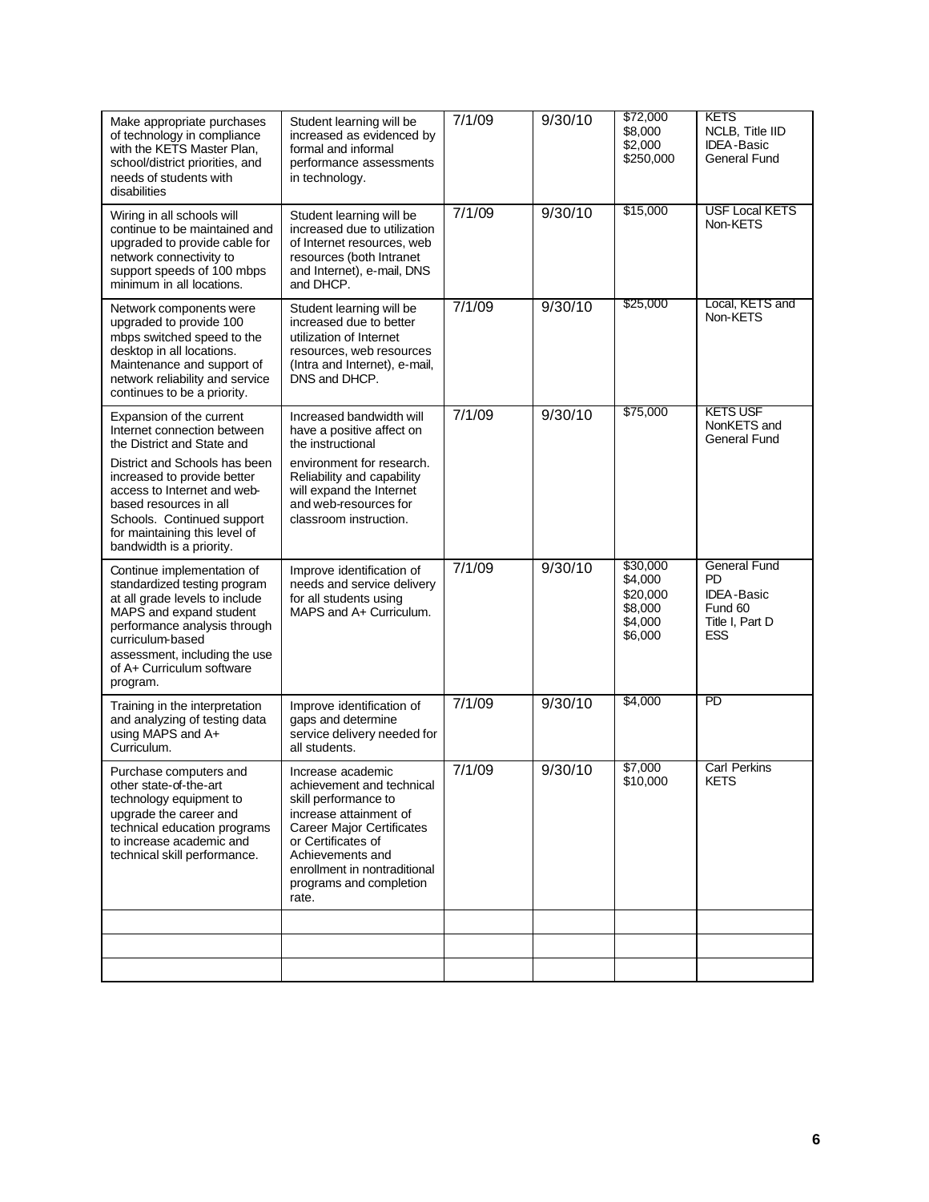| | | | | | |
|---|---|---|---|---|---|
| Make appropriate purchases of technology in compliance with the KETS Master Plan, school/district priorities, and needs of students with disabilities | Student learning will be increased as evidenced by formal and informal performance assessments in technology. | 7/1/09 | 9/30/10 | \$72,000<br>\$8,000<br>\$2,000<br>\$250,000 | KETS<br>NCLB, Title IID<br>IDEA-Basic<br>General Fund |
| Wiring in all schools will continue to be maintained and upgraded to provide cable for network connectivity to support speeds of 100 mbps minimum in all locations. | Student learning will be increased due to utilization of Internet resources, web resources (both Intranet and Internet), e-mail, DNS and DHCP. | 7/1/09 | 9/30/10 | \$15,000 | USF Local KETS Non-KETS |
| Network components were upgraded to provide 100 mbps switched speed to the desktop in all locations. Maintenance and support of network reliability and service continues to be a priority. | Student learning will be increased due to better utilization of Internet resources, web resources (Intra and Internet), e-mail, DNS and DHCP. | 7/1/09 | 9/30/10 | \$25,000 | Local, KETS and Non-KETS |
| Expansion of the current Internet connection between the District and State and District and Schools has been increased to provide better access to Internet and web-based resources in all Schools. Continued support for maintaining this level of bandwidth is a priority. | Increased bandwidth will have a positive affect on the instructional environment for research. Reliability and capability will expand the Internet and web-resources for classroom instruction. | 7/1/09 | 9/30/10 | \$75,000 | KETS USF NonKETS and General Fund |
| Continue implementation of standardized testing program at all grade levels to include MAPS and expand student performance analysis through curriculum-based assessment, including the use of A+ Curriculum software program. | Improve identification of needs and service delivery for all students using MAPS and A+ Curriculum. | 7/1/09 | 9/30/10 | \$30,000<br>\$4,000<br>\$20,000<br>\$8,000<br>\$4,000<br>\$6,000 | General Fund<br>PD<br>IDEA-Basic<br>Fund 60<br>Title I, Part D<br>ESS |
| Training in the interpretation and analyzing of testing data using MAPS and A+ Curriculum. | Improve identification of gaps and determine service delivery needed for all students. | 7/1/09 | 9/30/10 | \$4,000 | PD |
| Purchase computers and other state-of-the-art technology equipment to upgrade the career and technical education programs to increase academic and technical skill performance. | Increase academic achievement and technical skill performance to increase attainment of Career Major Certificates or Certificates of Achievements and enrollment in nontraditional programs and completion rate. | 7/1/09 | 9/30/10 | \$7,000<br>\$10,000 | Carl Perkins<br>KETS |
| | | | | | |
| | | | | | |
| | | | | | |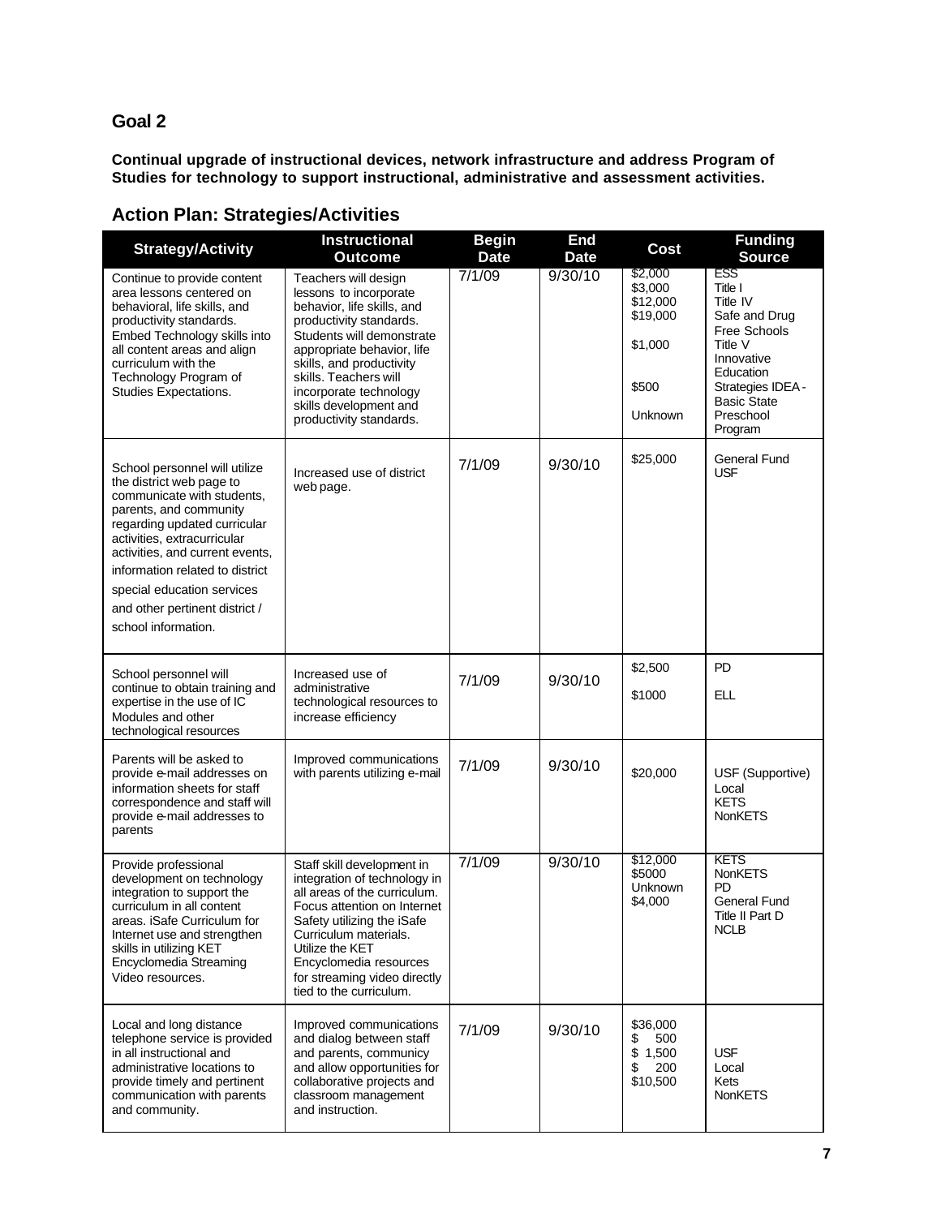## Goal 2

**Continual upgrade of instructional devices, network infrastructure and address Program of Studies for technology to support instructional, administrative and assessment activities.**

## Action Plan: Strategies/Activities

| Strategy/Activity | Instructional Outcome | Begin Date | End Date | Cost | Funding Source |
|---|---|---|---|---|---|
| Continue to provide content area lessons centered on behavioral, life skills, and productivity standards. Embed Technology skills into all content areas and align curriculum with the Technology Program of Studies Expectations. | Teachers will design lessons to incorporate behavior, life skills, and productivity standards. Students will demonstrate appropriate behavior, life skills, and productivity skills. Teachers will incorporate technology skills development and productivity standards. | 7/1/09 | 9/30/10 | \$2,000<br>\$3,000<br>\$12,000<br>\$19,000<br>\$1,000<br>\$500<br>Unknown | ESS<br>Title I<br>Title IV<br>Safe and Drug Free Schools<br>Title V<br>Innovative Education Strategies IDEA - Basic State<br>Preschool Program |
| School personnel will utilize the district web page to communicate with students, parents, and community regarding updated curricular activities, extracurricular activities, and current events, information related to district special education services and other pertinent district / school information. | Increased use of district web page. | 7/1/09 | 9/30/10 | \$25,000 | General Fund<br>USF |
| School personnel will continue to obtain training and expertise in the use of IC Modules and other technological resources | Increased use of administrative technological resources to increase efficiency | 7/1/09 | 9/30/10 | \$2,500<br>\$1000 | PD<br>ELL |
| Parents will be asked to provide e-mail addresses on information sheets for staff correspondence and staff will provide e-mail addresses to parents | Improved communications with parents utilizing e-mail | 7/1/09 | 9/30/10 | \$20,000 | USF (Supportive)<br>Local<br>KETS<br>NonKETS |
| Provide professional development on technology integration to support the curriculum in all content areas. iSafe Curriculum for Internet use and strengthen skills in utilizing KET Encyclomedia Streaming Video resources. | Staff skill development in integration of technology in all areas of the curriculum. Focus attention on Internet Safety utilizing the iSafe Curriculum materials. Utilize the KET Encyclomedia resources for streaming video directly tied to the curriculum. | 7/1/09 | 9/30/10 | \$12,000<br>\$5000<br>Unknown<br>\$4,000 | KETS<br>NonKETS<br>PD<br>General Fund<br>Title II Part D<br>NCLB |
| Local and long distance telephone service is provided in all instructional and administrative locations to provide timely and pertinent communication with parents and community. | Improved communications and dialog between staff and parents, community and allow opportunities for collaborative projects and classroom management and instruction. | 7/1/09 | 9/30/10 | \$36,000<br>\$ 500<br>\$ 1,500<br>\$ 200<br>\$10,500 | USF<br>Local<br>Kets<br>NonKETS |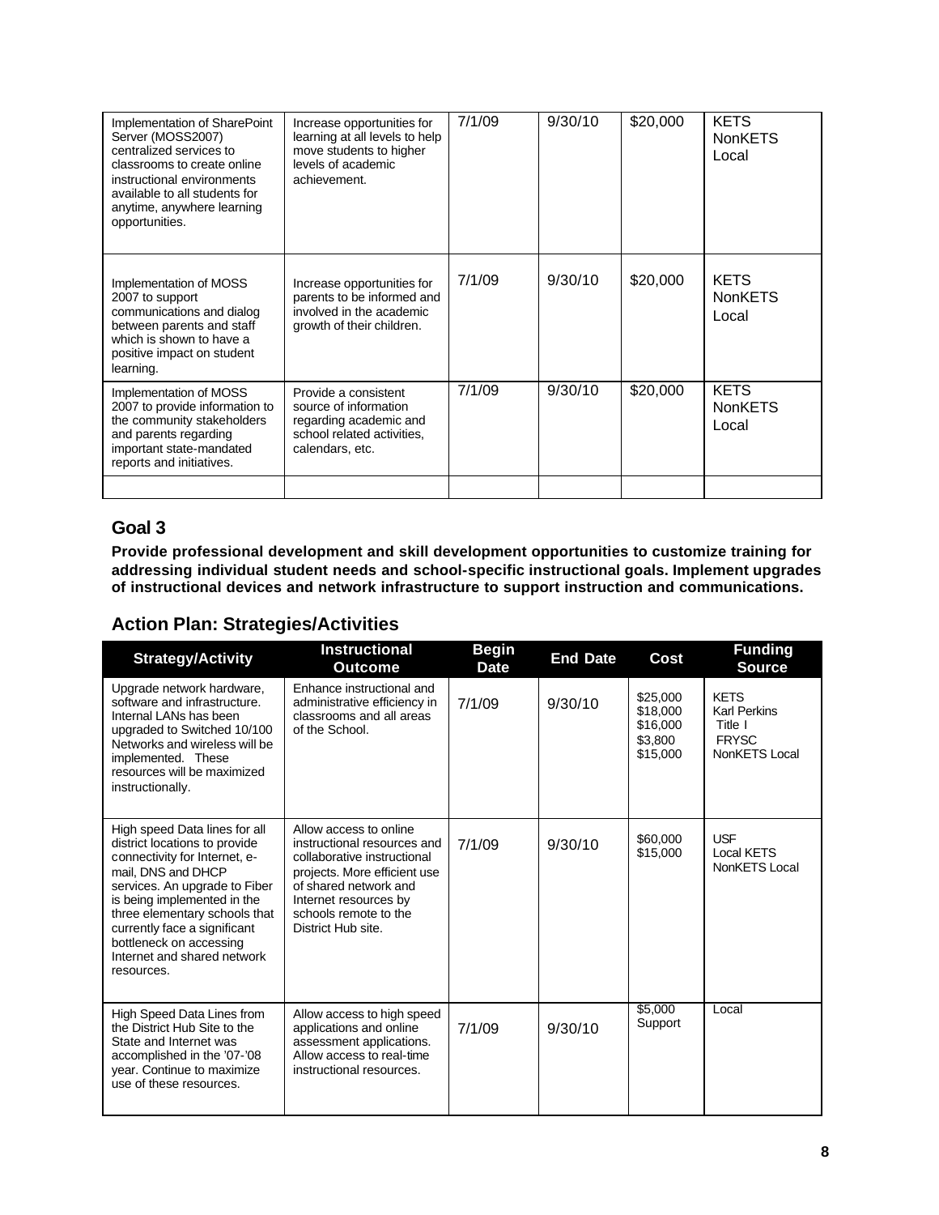| | | | | | |
|---|---|---|---|---|---|
| Implementation of SharePoint Server (MOSS2007) centralized services to classrooms to create online instructional environments available to all students for anytime, anywhere learning opportunities. | Increase opportunities for learning at all levels to help move students to higher levels of academic achievement. | 7/1/09 | 9/30/10 | \$20,000 | KETS<br>NonKETS<br>Local |
| Implementation of MOSS 2007 to support communications and dialog between parents and staff which is shown to have a positive impact on student learning. | Increase opportunities for parents to be informed and involved in the academic growth of their children. | 7/1/09 | 9/30/10 | \$20,000 | KETS<br>NonKETS<br>Local |
| Implementation of MOSS 2007 to provide information to the community stakeholders and parents regarding important state-mandated reports and initiatives. | Provide a consistent source of information regarding academic and school related activities, calendars, etc. | 7/1/09 | 9/30/10 | \$20,000 | KETS<br>NonKETS<br>Local |
| | | | | | |

## Goal 3

**Provide professional development and skill development opportunities to customize training for addressing individual student needs and school-specific instructional goals. Implement upgrades of instructional devices and network infrastructure to support instruction and communications.**

## Action Plan: Strategies/Activities

| Strategy/Activity | Instructional Outcome | Begin Date | End Date | Cost | Funding Source |
|---|---|---|---|---|---|
| Upgrade network hardware, software and infrastructure. Internal LANs has been upgraded to Switched 10/100 Networks and wireless will be implemented. These resources will be maximized instructionally. | Enhance instructional and administrative efficiency in classrooms and all areas of the School. | 7/1/09 | 9/30/10 | \$25,000<br>\$18,000<br>\$16,000<br>\$3,800<br>\$15,000 | KETS<br>Karl Perkins<br>Title I<br>FRYSC<br>NonKETS Local |
| High speed Data lines for all district locations to provide connectivity for Internet, e-mail, DNS and DHCP services. An upgrade to Fiber is being implemented in the three elementary schools that currently face a significant bottleneck on accessing Internet and shared network resources. | Allow access to online instructional resources and collaborative instructional projects. More efficient use of shared network and Internet resources by schools remote to the District Hub site. | 7/1/09 | 9/30/10 | \$60,000<br>\$15,000 | USF<br>Local KETS<br>NonKETS Local |
| High Speed Data Lines from the District Hub Site to the State and Internet was accomplished in the '07-'08 year. Continue to maximize use of these resources. | Allow access to high speed applications and online assessment applications. Allow access to real-time instructional resources. | 7/1/09 | 9/30/10 | \$5,000<br>Support | Local |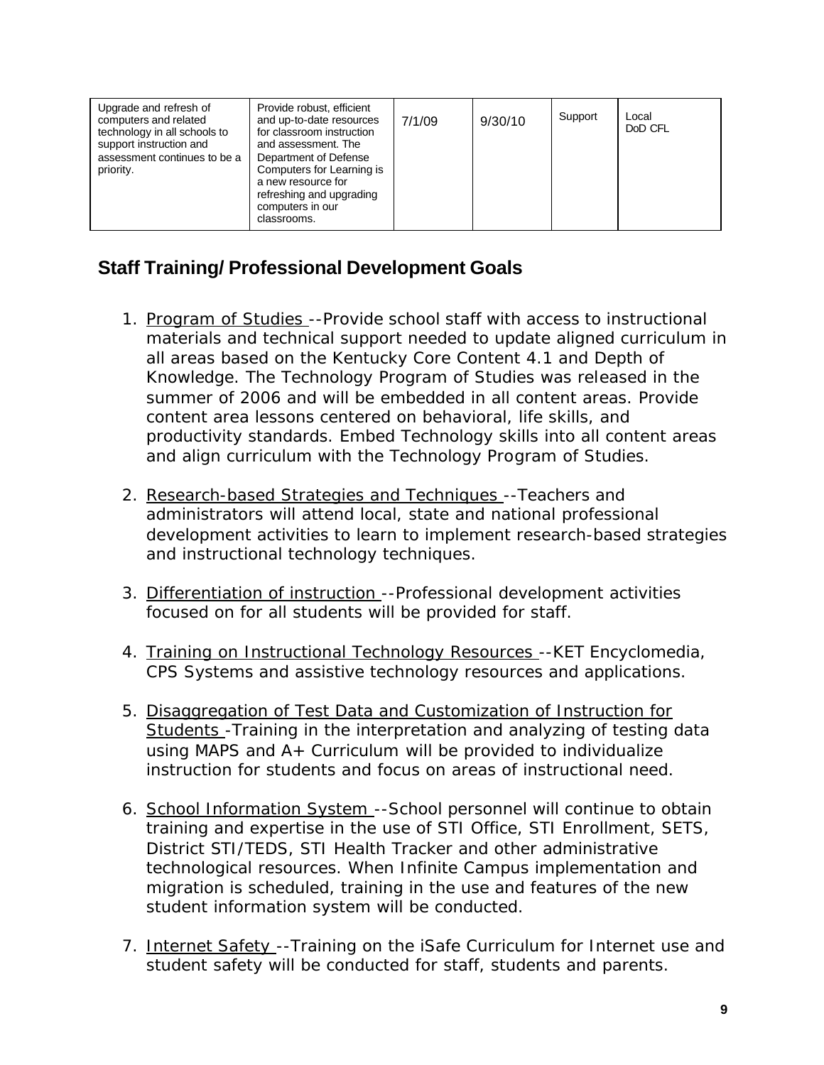| Upgrade and refresh of computers and related technology in all schools to support instruction and assessment continues to be a priority. | Provide robust, efficient and up-to-date resources for classroom instruction and assessment. The Department of Defense Computers for Learning is a new resource for refreshing and upgrading computers in our classrooms. | 7/1/09 | 9/30/10 | Support | Local DoD CFL |
|---|---|---|---|---|---|

## Staff Training/ Professional Development Goals

1. Program of Studies --Provide school staff with access to instructional materials and technical support needed to update aligned curriculum in all areas based on the Kentucky Core Content 4.1 and Depth of Knowledge. The Technology Program of Studies was released in the summer of 2006 and will be embedded in all content areas. Provide content area lessons centered on behavioral, life skills, and productivity standards. Embed Technology skills into all content areas and align curriculum with the Technology Program of Studies.

2. Research-based Strategies and Techniques --Teachers and administrators will attend local, state and national professional development activities to learn to implement research-based strategies and instructional technology techniques.

3. Differentiation of instruction --Professional development activities focused on for all students will be provided for staff.

4. Training on Instructional Technology Resources --KET Encyclomedia, CPS Systems and assistive technology resources and applications.

5. Disaggregation of Test Data and Customization of Instruction for Students -Training in the interpretation and analyzing of testing data using MAPS and A+ Curriculum will be provided to individualize instruction for students and focus on areas of instructional need.

6. School Information System --School personnel will continue to obtain training and expertise in the use of STI Office, STI Enrollment, SETS, District STI/TEDS, STI Health Tracker and other administrative technological resources. When Infinite Campus implementation and migration is scheduled, training in the use and features of the new student information system will be conducted.

7. Internet Safety --Training on the iSafe Curriculum for Internet use and student safety will be conducted for staff, students and parents.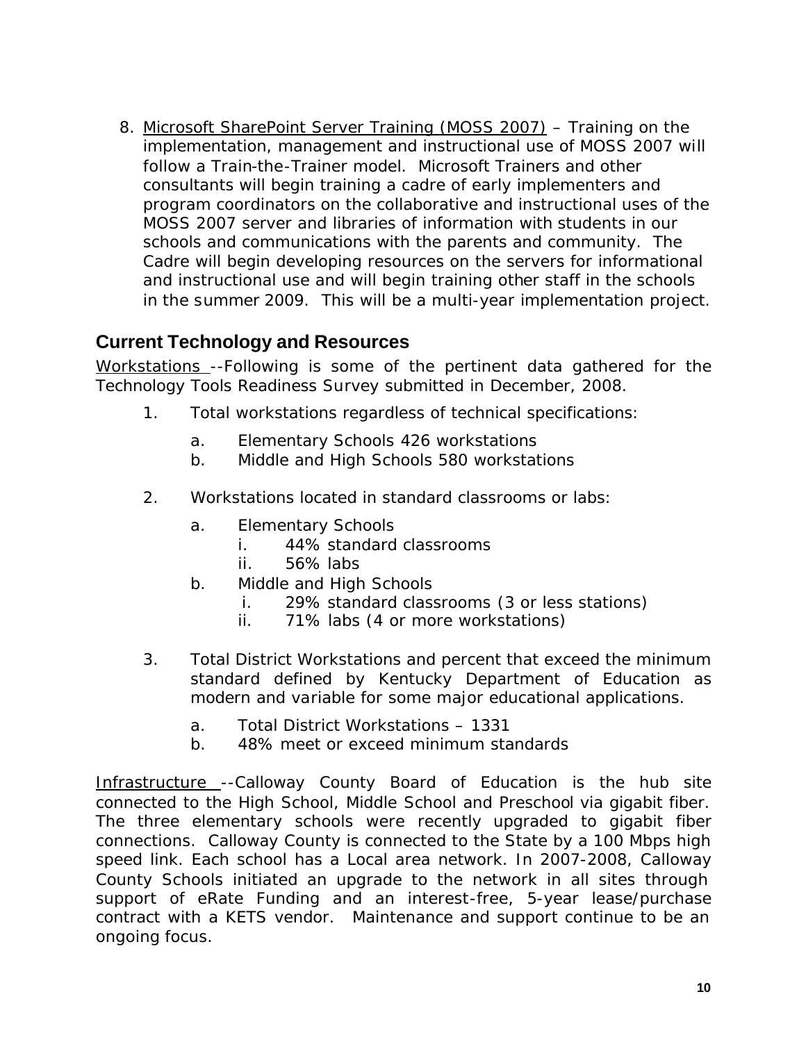8. Microsoft SharePoint Server Training (MOSS 2007) – Training on the implementation, management and instructional use of MOSS 2007 will follow a Train-the-Trainer model. Microsoft Trainers and other consultants will begin training a cadre of early implementers and program coordinators on the collaborative and instructional uses of the MOSS 2007 server and libraries of information with students in our schools and communications with the parents and community. The Cadre will begin developing resources on the servers for informational and instructional use and will begin training other staff in the schools in the summer 2009. This will be a multi-year implementation project.

## Current Technology and Resources

Workstations --Following is some of the pertinent data gathered for the Technology Tools Readiness Survey submitted in December, 2008.

1. Total workstations regardless of technical specifications:
   a. Elementary Schools 426 workstations
   b. Middle and High Schools 580 workstations

2. Workstations located in standard classrooms or labs:
   a. Elementary Schools
      i. 44% standard classrooms
      ii. 56% labs
   b. Middle and High Schools
      i. 29% standard classrooms (3 or less stations)
      ii. 71% labs (4 or more workstations)

3. Total District Workstations and percent that exceed the minimum standard defined by Kentucky Department of Education as modern and variable for some major educational applications.
   a. Total District Workstations – 1331
   b. 48% meet or exceed minimum standards

Infrastructure --Calloway County Board of Education is the hub site connected to the High School, Middle School and Preschool via gigabit fiber. The three elementary schools were recently upgraded to gigabit fiber connections. Calloway County is connected to the State by a 100 Mbps high speed link. Each school has a Local area network. In 2007-2008, Calloway County Schools initiated an upgrade to the network in all sites through support of eRate Funding and an interest-free, 5-year lease/purchase contract with a KETS vendor. Maintenance and support continue to be an ongoing focus.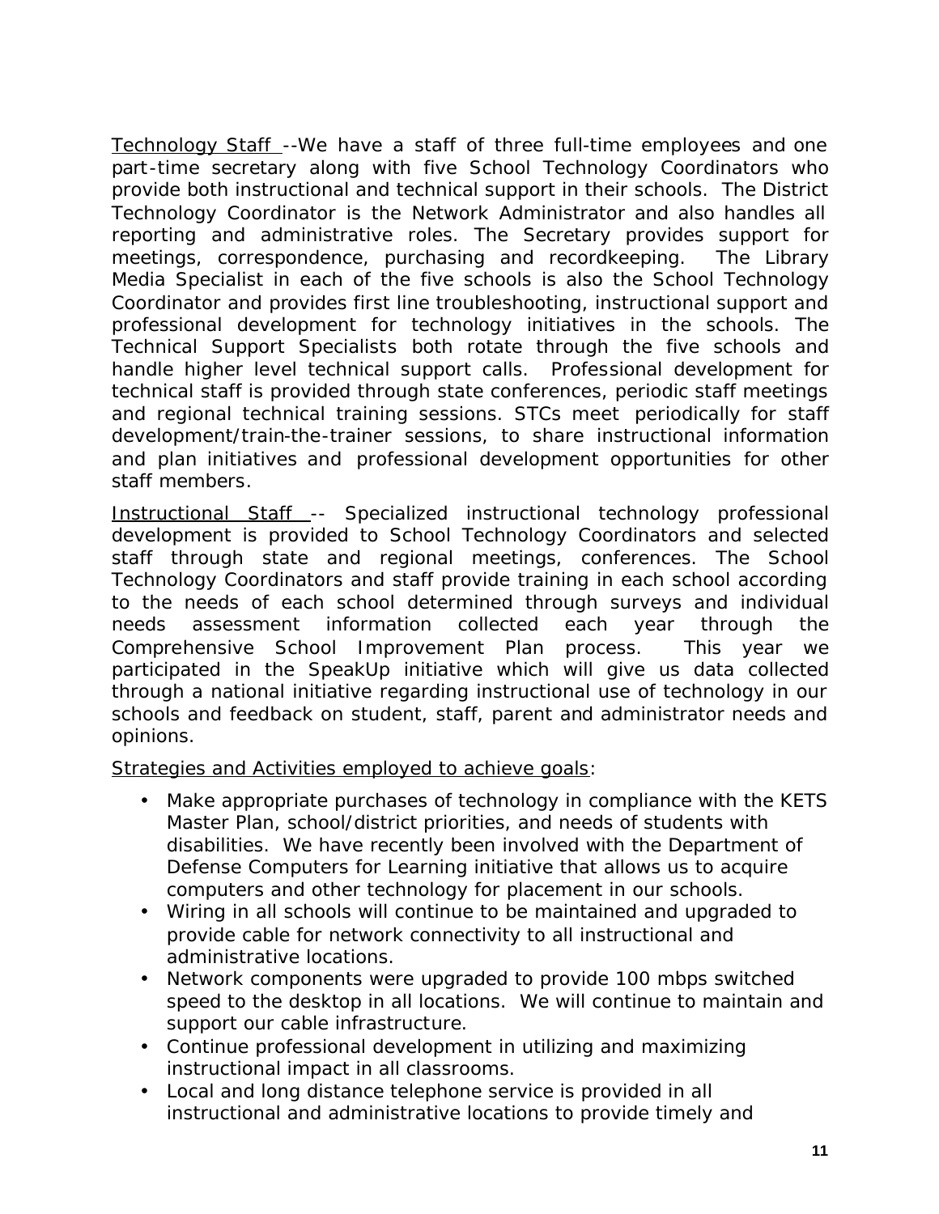Technology Staff --We have a staff of three full-time employees and one part-time secretary along with five School Technology Coordinators who provide both instructional and technical support in their schools. The District Technology Coordinator is the Network Administrator and also handles all reporting and administrative roles. The Secretary provides support for meetings, correspondence, purchasing and recordkeeping. The Library Media Specialist in each of the five schools is also the School Technology Coordinator and provides first line troubleshooting, instructional support and professional development for technology initiatives in the schools. The Technical Support Specialists both rotate through the five schools and handle higher level technical support calls. Professional development for technical staff is provided through state conferences, periodic staff meetings and regional technical training sessions. STCs meet periodically for staff development/train-the-trainer sessions, to share instructional information and plan initiatives and professional development opportunities for other staff members.

Instructional Staff -- Specialized instructional technology professional development is provided to School Technology Coordinators and selected staff through state and regional meetings, conferences. The School Technology Coordinators and staff provide training in each school according to the needs of each school determined through surveys and individual needs assessment information collected each year through the Comprehensive School Improvement Plan process. This year we participated in the SpeakUp initiative which will give us data collected through a national initiative regarding instructional use of technology in our schools and feedback on student, staff, parent and administrator needs and opinions.

Strategies and Activities employed to achieve goals:

- Make appropriate purchases of technology in compliance with the KETS Master Plan, school/district priorities, and needs of students with disabilities. We have recently been involved with the Department of Defense Computers for Learning initiative that allows us to acquire computers and other technology for placement in our schools.
- Wiring in all schools will continue to be maintained and upgraded to provide cable for network connectivity to all instructional and administrative locations.
- Network components were upgraded to provide 100 mbps switched speed to the desktop in all locations. We will continue to maintain and support our cable infrastructure.
- Continue professional development in utilizing and maximizing instructional impact in all classrooms.
- Local and long distance telephone service is provided in all instructional and administrative locations to provide timely and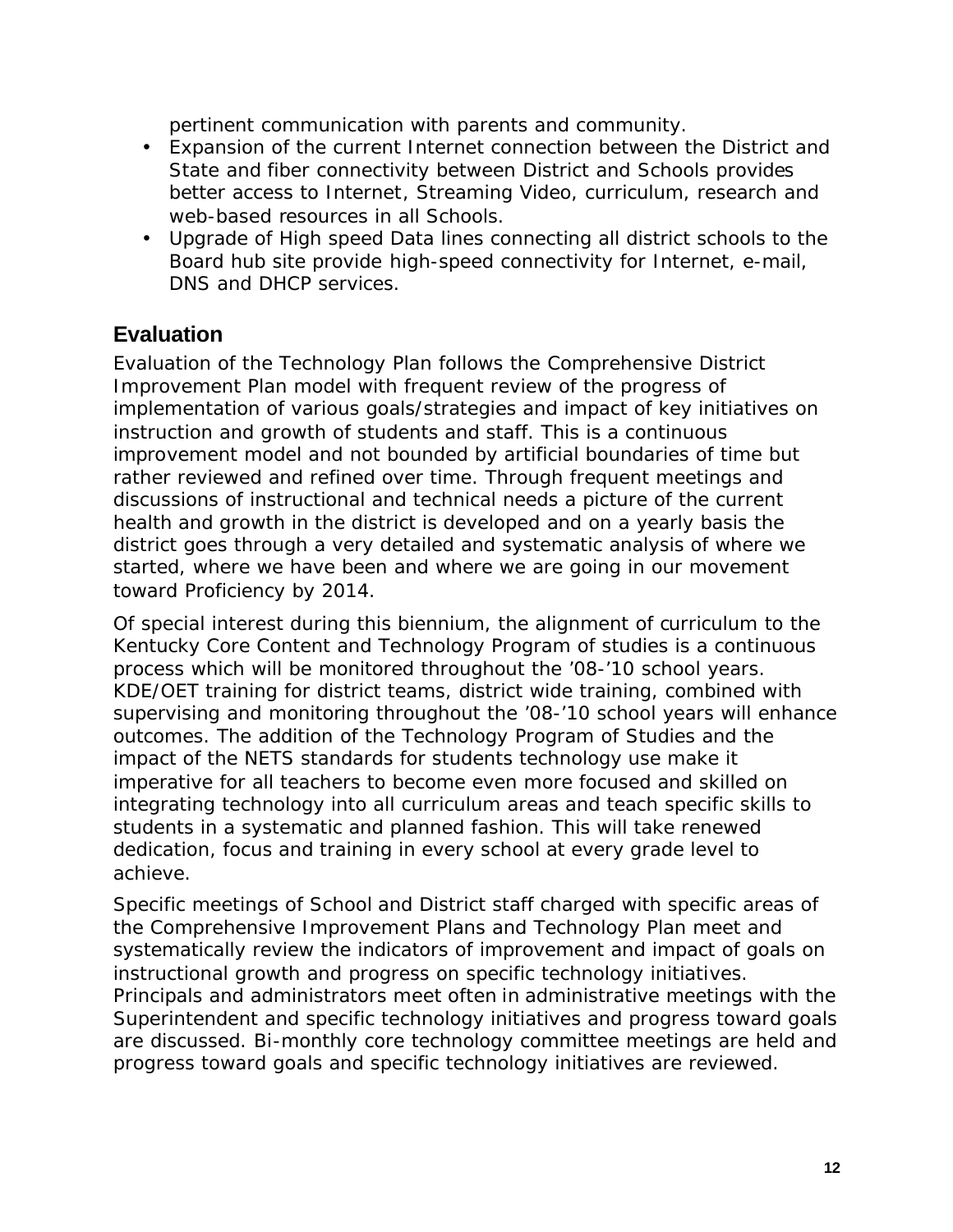pertinent communication with parents and community.

- Expansion of the current Internet connection between the District and State and fiber connectivity between District and Schools provides better access to Internet, Streaming Video, curriculum, research and web-based resources in all Schools.
- Upgrade of High speed Data lines connecting all district schools to the Board hub site provide high-speed connectivity for Internet, e-mail, DNS and DHCP services.

## Evaluation

Evaluation of the Technology Plan follows the Comprehensive District Improvement Plan model with frequent review of the progress of implementation of various goals/strategies and impact of key initiatives on instruction and growth of students and staff. This is a continuous improvement model and not bounded by artificial boundaries of time but rather reviewed and refined over time. Through frequent meetings and discussions of instructional and technical needs a picture of the current health and growth in the district is developed and on a yearly basis the district goes through a very detailed and systematic analysis of where we started, where we have been and where we are going in our movement toward Proficiency by 2014.

Of special interest during this biennium, the alignment of curriculum to the Kentucky Core Content and Technology Program of studies is a continuous process which will be monitored throughout the '08-'10 school years. KDE/OET training for district teams, district wide training, combined with supervising and monitoring throughout the '08-'10 school years will enhance outcomes. The addition of the Technology Program of Studies and the impact of the NETS standards for students technology use make it imperative for all teachers to become even more focused and skilled on integrating technology into all curriculum areas and teach specific skills to students in a systematic and planned fashion. This will take renewed dedication, focus and training in every school at every grade level to achieve.

Specific meetings of School and District staff charged with specific areas of the Comprehensive Improvement Plans and Technology Plan meet and systematically review the indicators of improvement and impact of goals on instructional growth and progress on specific technology initiatives. Principals and administrators meet often in administrative meetings with the Superintendent and specific technology initiatives and progress toward goals are discussed. Bi-monthly core technology committee meetings are held and progress toward goals and specific technology initiatives are reviewed.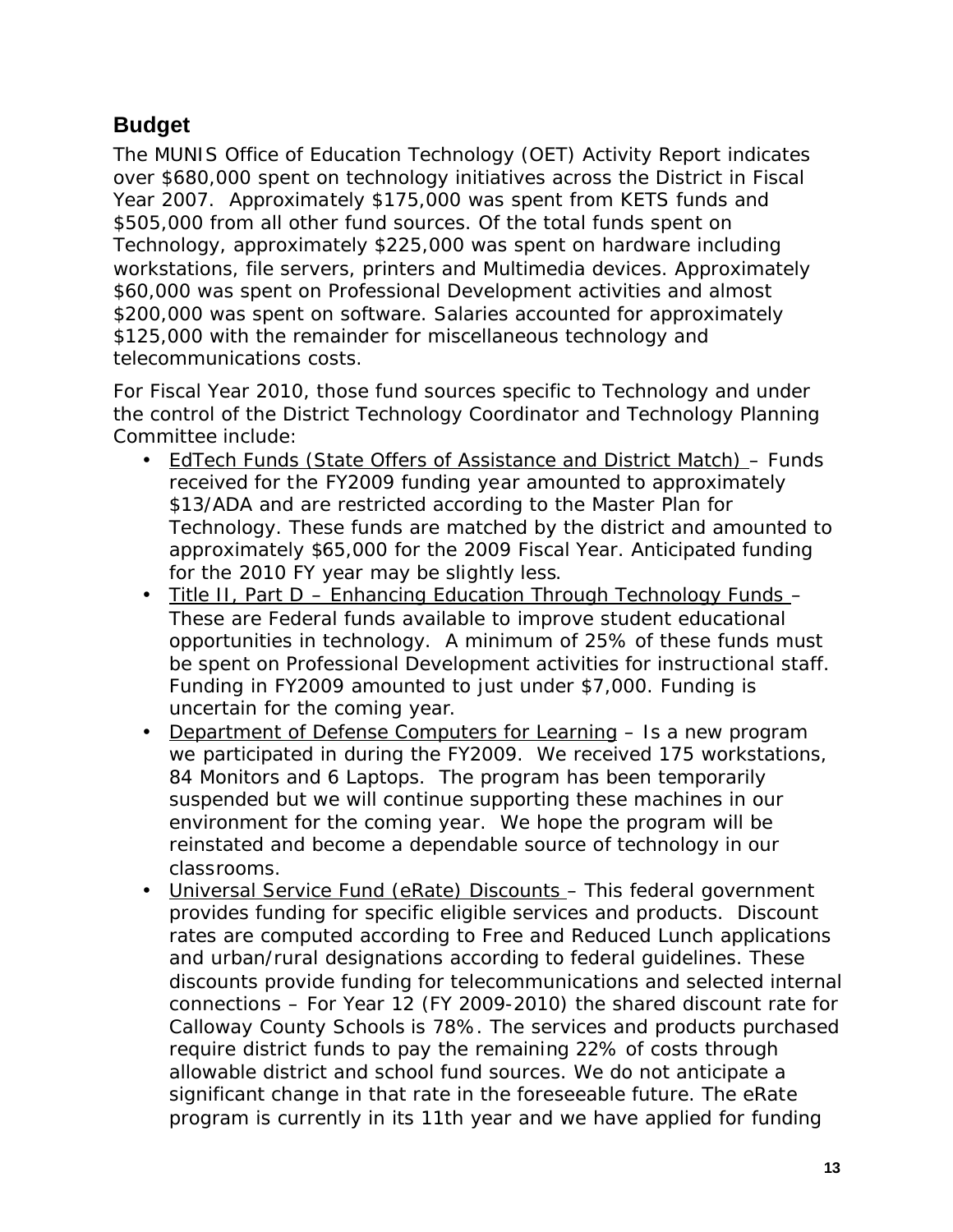## Budget

The MUNIS Office of Education Technology (OET) Activity Report indicates over $680,000 spent on technology initiatives across the District in Fiscal Year 2007. Approximately $175,000 was spent from KETS funds and $505,000 from all other fund sources. Of the total funds spent on Technology, approximately $225,000 was spent on hardware including workstations, file servers, printers and Multimedia devices. Approximately $60,000 was spent on Professional Development activities and almost $200,000 was spent on software. Salaries accounted for approximately $125,000 with the remainder for miscellaneous technology and telecommunications costs.

For Fiscal Year 2010, those fund sources specific to Technology and under the control of the District Technology Coordinator and Technology Planning Committee include:

- EdTech Funds (State Offers of Assistance and District Match) – Funds received for the FY2009 funding year amounted to approximately $13/ADA and are restricted according to the Master Plan for Technology. These funds are matched by the district and amounted to approximately $65,000 for the 2009 Fiscal Year. Anticipated funding for the 2010 FY year may be slightly less.
- Title II, Part D – Enhancing Education Through Technology Funds – These are Federal funds available to improve student educational opportunities in technology. A minimum of 25% of these funds must be spent on Professional Development activities for instructional staff. Funding in FY2009 amounted to just under $7,000. Funding is uncertain for the coming year.
- Department of Defense Computers for Learning – Is a new program we participated in during the FY2009. We received 175 workstations, 84 Monitors and 6 Laptops. The program has been temporarily suspended but we will continue supporting these machines in our environment for the coming year. We hope the program will be reinstated and become a dependable source of technology in our classrooms.
- Universal Service Fund (eRate) Discounts – This federal government provides funding for specific eligible services and products. Discount rates are computed according to Free and Reduced Lunch applications and urban/rural designations according to federal guidelines. These discounts provide funding for telecommunications and selected internal connections – For Year 12 (FY 2009-2010) the shared discount rate for Calloway County Schools is 78%. The services and products purchased require district funds to pay the remaining 22% of costs through allowable district and school fund sources. We do not anticipate a significant change in that rate in the foreseeable future. The eRate program is currently in its 11th year and we have applied for funding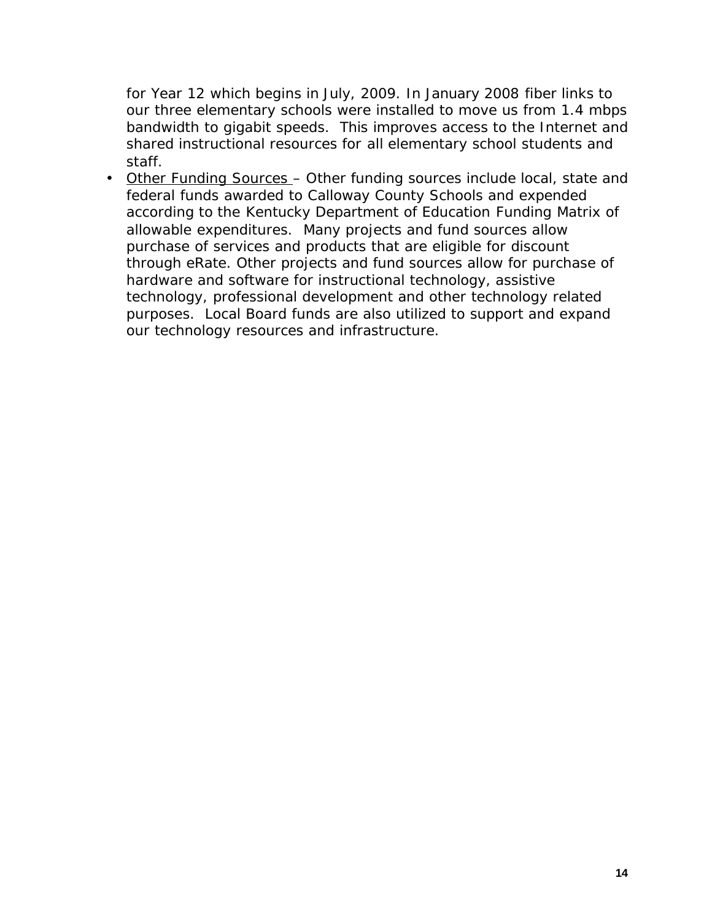for Year 12 which begins in July, 2009. In January 2008 fiber links to our three elementary schools were installed to move us from 1.4 mbps bandwidth to gigabit speeds. This improves access to the Internet and shared instructional resources for all elementary school students and staff.

- <u>Other Funding Sources</u> – Other funding sources include local, state and federal funds awarded to Calloway County Schools and expended according to the Kentucky Department of Education Funding Matrix of allowable expenditures. Many projects and fund sources allow purchase of services and products that are eligible for discount through eRate. Other projects and fund sources allow for purchase of hardware and software for instructional technology, assistive technology, professional development and other technology related purposes. Local Board funds are also utilized to support and expand our technology resources and infrastructure.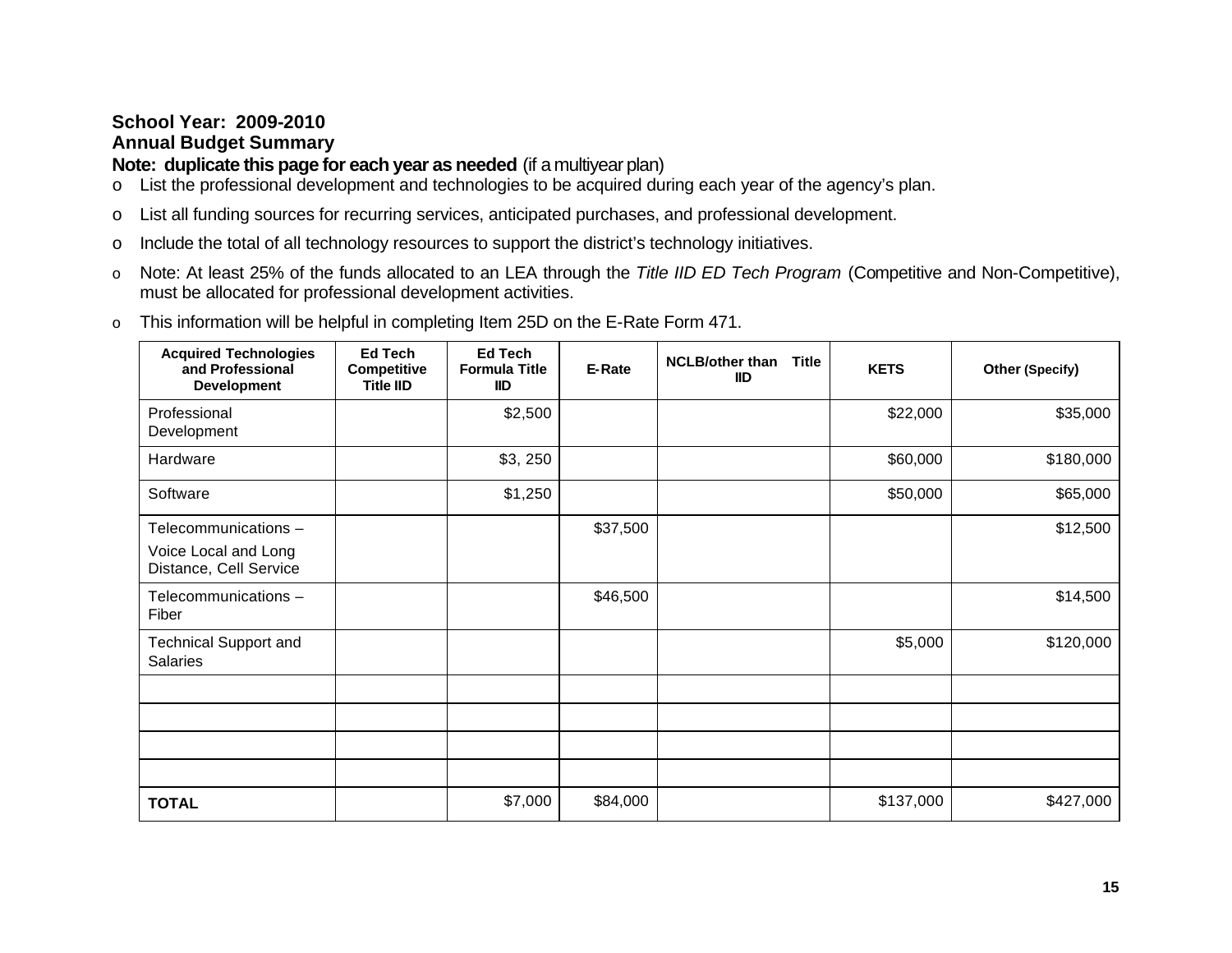**School Year: 2009-2010**
**Annual Budget Summary**
**Note: duplicate this page for each year as needed** (if a multiyear plan)

- List the professional development and technologies to be acquired during each year of the agency's plan.
- List all funding sources for recurring services, anticipated purchases, and professional development.
- Include the total of all technology resources to support the district's technology initiatives.
- Note: At least 25% of the funds allocated to an LEA through the *Title IID ED Tech Program* (Competitive and Non-Competitive), must be allocated for professional development activities.
- This information will be helpful in completing Item 25D on the E-Rate Form 471.

| Acquired Technologies and Professional Development | Ed Tech Competitive Title IID | Ed Tech Formula Title IID | E-Rate | NCLB/other than Title IID | KETS | Other (Specify) |
|---|---|---|---|---|---|---|
| Professional Development | | $2,500 | | | $22,000 | $35,000 |
| Hardware | | $3, 250 | | | $60,000 | $180,000 |
| Software | | $1,250 | | | $50,000 | $65,000 |
| Telecommunications – Voice Local and Long Distance, Cell Service | | | $37,500 | | | $12,500 |
| Telecommunications – Fiber | | | $46,500 | | | $14,500 |
| Technical Support and Salaries | | | | | $5,000 | $120,000 |
| | | | | | | |
| | | | | | | |
| | | | | | | |
| | | | | | | |
| **TOTAL** | | $7,000 | $84,000 | | $137,000 | $427,000 |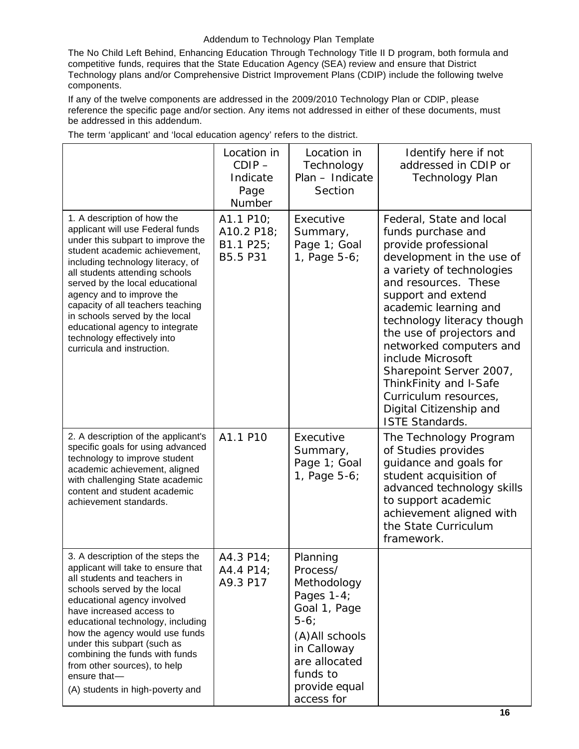Addendum to Technology Plan Template

The No Child Left Behind, Enhancing Education Through Technology Title II D program, both formula and competitive funds, requires that the State Education Agency (SEA) review and ensure that District Technology plans and/or Comprehensive District Improvement Plans (CDIP) include the following twelve components.

If any of the twelve components are addressed in the 2009/2010 Technology Plan or CDIP, please reference the specific page and/or section. Any items not addressed in either of these documents, must be addressed in this addendum.

The term 'applicant' and 'local education agency' refers to the district.

| | Location in CDIP – Indicate Page Number | Location in Technology Plan – Indicate Section | Identify here if not addressed in CDIP or Technology Plan |
|---|---|---|---|
| 1. A description of how the applicant will use Federal funds under this subpart to improve the student academic achievement, including technology literacy, of all students attending schools served by the local educational agency and to improve the capacity of all teachers teaching in schools served by the local educational agency to integrate technology effectively into curricula and instruction. | A1.1 P10; A10.2 P18; B1.1 P25; B5.5 P31 | Executive Summary, Page 1; Goal 1, Page 5-6; | Federal, State and local funds purchase and provide professional development in the use of a variety of technologies and resources. These support and extend academic learning and technology literacy though the use of projectors and networked computers and include Microsoft Sharepoint Server 2007, ThinkFinity and I-Safe Curriculum resources, Digital Citizenship and ISTE Standards. |
| 2. A description of the applicant's specific goals for using advanced technology to improve student academic achievement, aligned with challenging State academic content and student academic achievement standards. | A1.1 P10 | Executive Summary, Page 1; Goal 1, Page 5-6; | The Technology Program of Studies provides guidance and goals for student acquisition of advanced technology skills to support academic achievement aligned with the State Curriculum framework. |
| 3. A description of the steps the applicant will take to ensure that all students and teachers in schools served by the local educational agency involved have increased access to educational technology, including how the agency would use funds under this subpart (such as combining the funds with funds from other sources), to help ensure that—<br>(A) students in high-poverty and | A4.3 P14; A4.4 P14; A9.3 P17 | Planning Process/ Methodology Pages 1-4; Goal 1, Page 5-6;<br>(A)All schools in Calloway are allocated funds to provide equal access for | |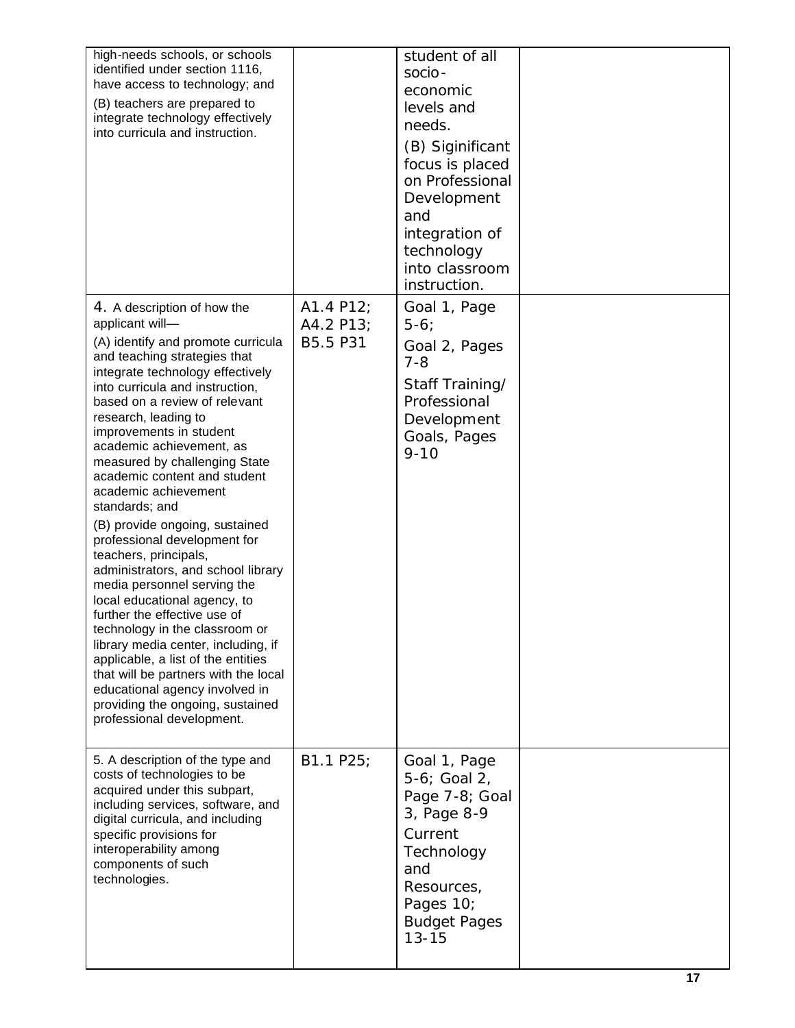| | | | |
|---|---|---|---|
| high-needs schools, or schools identified under section 1116, have access to technology; and<br><br>(B) teachers are prepared to integrate technology effectively into curricula and instruction. | | student of all socio-economic levels and needs.<br><br>(B) Siginificant focus is placed on Professional Development and integration of technology into classroom instruction. | |
| 4. A description of how the applicant will—<br><br>(A) identify and promote curricula and teaching strategies that integrate technology effectively into curricula and instruction, based on a review of relevant research, leading to improvements in student academic achievement, as measured by challenging State academic content and student academic achievement standards; and<br><br>(B) provide ongoing, sustained professional development for teachers, principals, administrators, and school library media personnel serving the local educational agency, to further the effective use of technology in the classroom or library media center, including, if applicable, a list of the entities that will be partners with the local educational agency involved in providing the ongoing, sustained professional development. | A1.4 P12;<br>A4.2 P13;<br>B5.5 P31 | Goal 1, Page 5-6;<br><br>Goal 2, Pages 7-8<br><br>Staff Training/ Professional Development Goals, Pages 9-10 | |
| 5. A description of the type and costs of technologies to be acquired under this subpart, including services, software, and digital curricula, and including specific provisions for interoperability among components of such technologies. | B1.1 P25; | Goal 1, Page 5-6; Goal 2, Page 7-8; Goal 3, Page 8-9<br><br>Current Technology and Resources, Pages 10;<br><br>Budget Pages 13-15 | |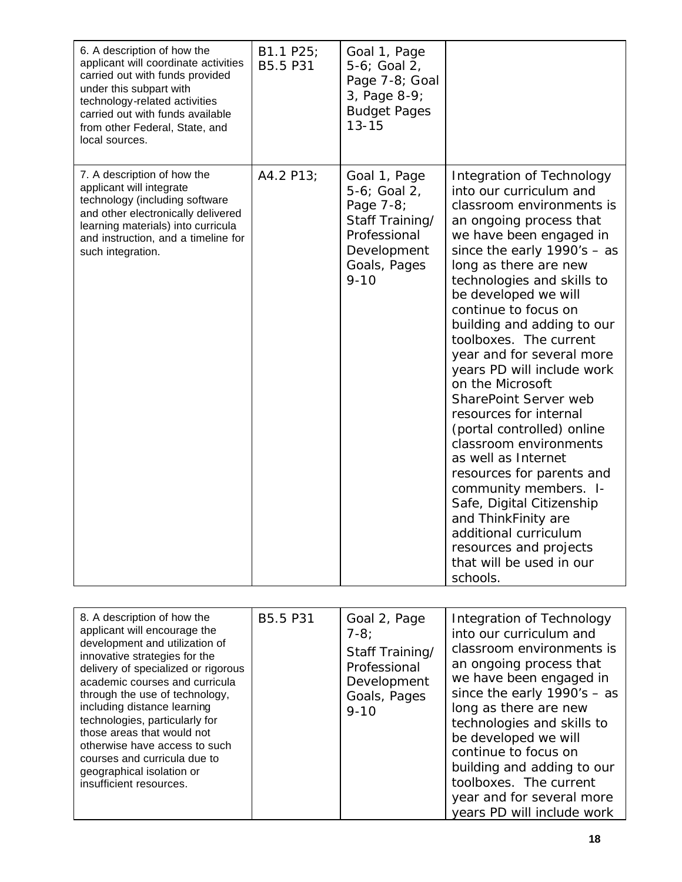| | | | |
|---|---|---|---|
| 6. A description of how the applicant will coordinate activities carried out with funds provided under this subpart with technology-related activities carried out with funds available from other Federal, State, and local sources. | B1.1 P25; B5.5 P31 | Goal 1, Page 5-6; Goal 2, Page 7-8; Goal 3, Page 8-9; Budget Pages 13-15 | |
| 7. A description of how the applicant will integrate technology (including software and other electronically delivered learning materials) into curricula and instruction, and a timeline for such integration. | A4.2 P13; | Goal 1, Page 5-6; Goal 2, Page 7-8; Staff Training/ Professional Development Goals, Pages 9-10 | Integration of Technology into our curriculum and classroom environments is an ongoing process that we have been engaged in since the early 1990's – as long as there are new technologies and skills to be developed we will continue to focus on building and adding to our toolboxes. The current year and for several more years PD will include work on the Microsoft SharePoint Server web resources for internal (portal controlled) online classroom environments as well as Internet resources for parents and community members. I-Safe, Digital Citizenship and ThinkFinity are additional curriculum resources and projects that will be used in our schools. |

| | | | |
|---|---|---|---|
| 8. A description of how the applicant will encourage the development and utilization of innovative strategies for the delivery of specialized or rigorous academic courses and curricula through the use of technology, including distance learning technologies, particularly for those areas that would not otherwise have access to such courses and curricula due to geographical isolation or insufficient resources. | B5.5 P31 | Goal 2, Page 7-8; Staff Training/ Professional Development Goals, Pages 9-10 | Integration of Technology into our curriculum and classroom environments is an ongoing process that we have been engaged in since the early 1990's – as long as there are new technologies and skills to be developed we will continue to focus on building and adding to our toolboxes. The current year and for several more years PD will include work |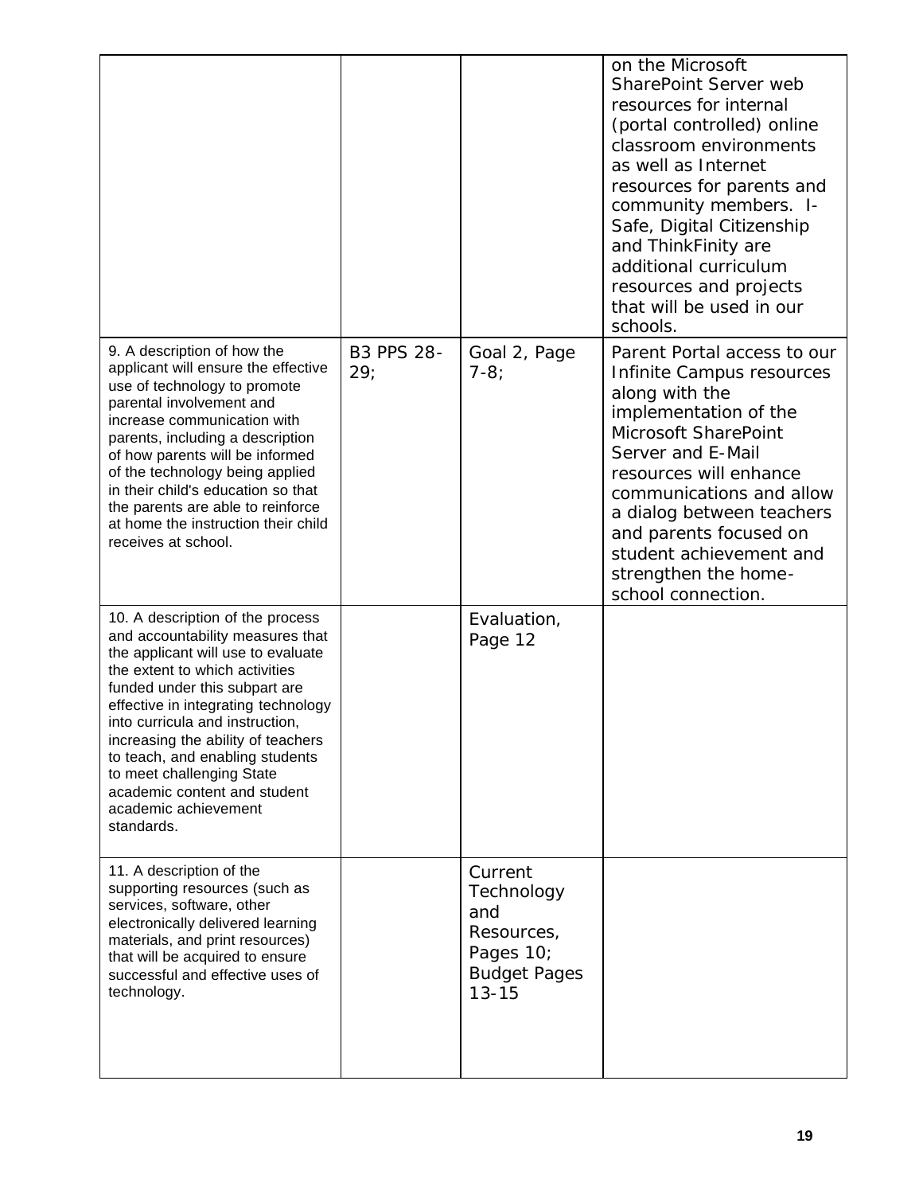| | | | |
|---|---|---|---|
| | | | on the Microsoft SharePoint Server web resources for internal (portal controlled) online classroom environments as well as Internet resources for parents and community members. I-Safe, Digital Citizenship and ThinkFinity are additional curriculum resources and projects that will be used in our schools. |
| 9. A description of how the applicant will ensure the effective use of technology to promote parental involvement and increase communication with parents, including a description of how parents will be informed of the technology being applied in their child's education so that the parents are able to reinforce at home the instruction their child receives at school. | B3 PPS 28-29; | Goal 2, Page 7-8; | Parent Portal access to our Infinite Campus resources along with the implementation of the Microsoft SharePoint Server and E-Mail resources will enhance communications and allow a dialog between teachers and parents focused on student achievement and strengthen the home-school connection. |
| 10. A description of the process and accountability measures that the applicant will use to evaluate the extent to which activities funded under this subpart are effective in integrating technology into curricula and instruction, increasing the ability of teachers to teach, and enabling students to meet challenging State academic content and student academic achievement standards. | | Evaluation, Page 12 | |
| 11. A description of the supporting resources (such as services, software, other electronically delivered learning materials, and print resources) that will be acquired to ensure successful and effective uses of technology. | | Current Technology and Resources, Pages 10; Budget Pages 13-15 | |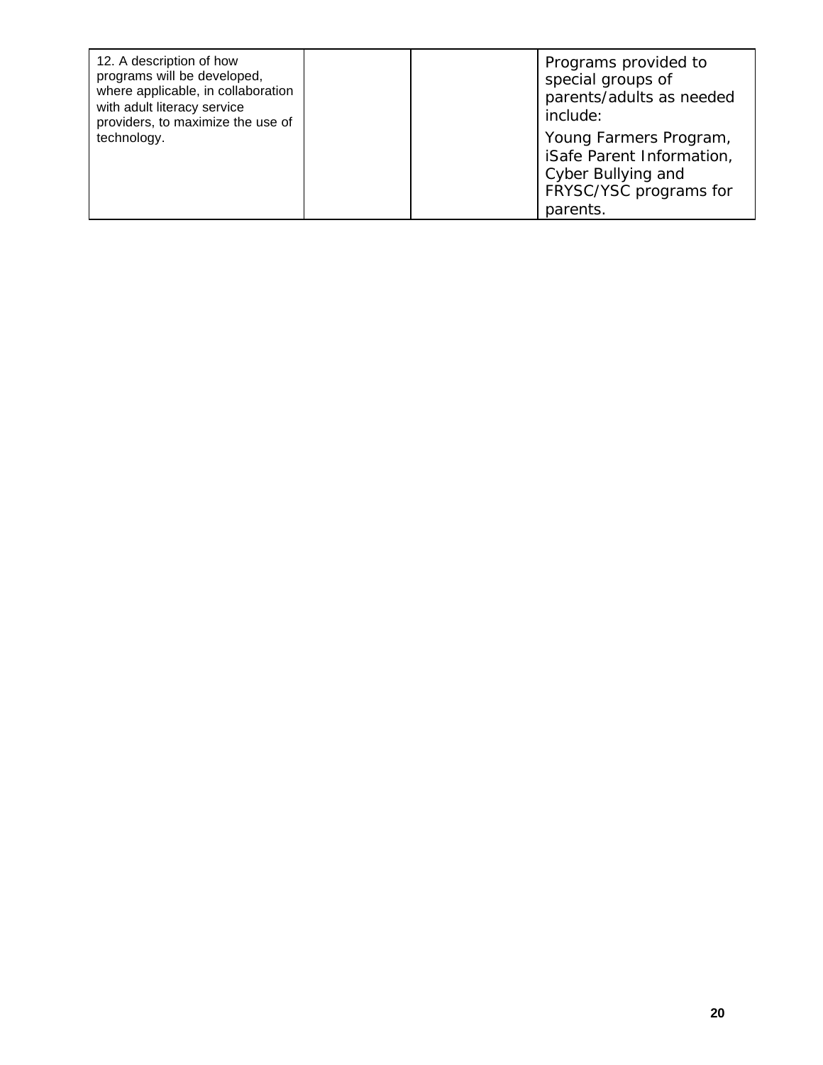| | | | |
|---|---|---|---|
| 12. A description of how programs will be developed, where applicable, in collaboration with adult literacy service providers, to maximize the use of technology. | | | Programs provided to special groups of parents/adults as needed include:<br><br>Young Farmers Program, iSafe Parent Information, Cyber Bullying and FRYSC/YSC programs for parents. |